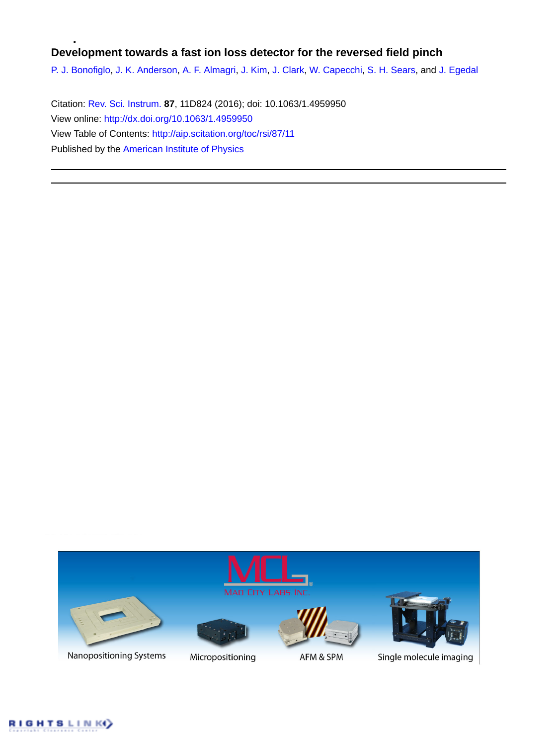# Development towards a fast ion loss detector for the reversed field pinch

P. J. Bonofiglo, J. K. Anderson, A. F. Almagri, J. Kim, J. Clark, W. Capecchi, S. H. Sears, and J. Egedal

Citation: Rev. Sci. Instrum. **87**, 11D824 (2016); doi: 10.1063/1.4959950

View online: http://dx.doi.org/10.1063/1.4959950

View Table of Contents: http://aip.scitation.org/toc/rsi/87/11

Published by the American Institute of Physics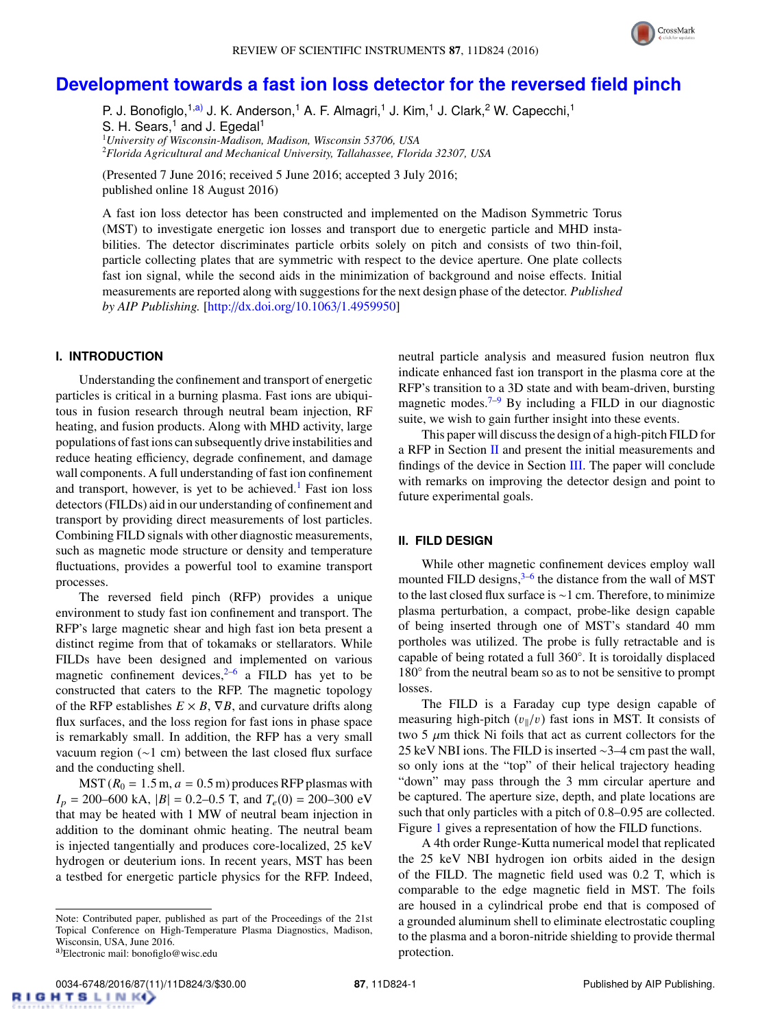# Development towards a fast ion loss detector for the reversed field pinch

P. J. Bonofiglo,[1,a)] J. K. Anderson,[1] A. F. Almagri,[1] J. Kim,[1] J. Clark,[2] W. Capecchi,[1] S. H. Sears,[1] and J. Egedal[1]

[1]*University of Wisconsin-Madison, Madison, Wisconsin 53706, USA*
[2]*Florida Agricultural and Mechanical University, Tallahassee, Florida 32307, USA*

(Presented 7 June 2016; received 5 June 2016; accepted 3 July 2016; published online 18 August 2016)

A fast ion loss detector has been constructed and implemented on the Madison Symmetric Torus (MST) to investigate energetic ion losses and transport due to energetic particle and MHD instabilities. The detector discriminates particle orbits solely on pitch and consists of two thin-foil, particle collecting plates that are symmetric with respect to the device aperture. One plate collects fast ion signal, while the second aids in the minimization of background and noise effects. Initial measurements are reported along with suggestions for the next design phase of the detector. *Published by AIP Publishing.* [http://dx.doi.org/10.1063/1.4959950]

## I. INTRODUCTION

Understanding the confinement and transport of energetic particles is critical in a burning plasma. Fast ions are ubiquitous in fusion research through neutral beam injection, RF heating, and fusion products. Along with MHD activity, large populations of fast ions can subsequently drive instabilities and reduce heating efficiency, degrade confinement, and damage wall components. A full understanding of fast ion confinement and transport, however, is yet to be achieved.[1] Fast ion loss detectors (FILDs) aid in our understanding of confinement and transport by providing direct measurements of lost particles. Combining FILD signals with other diagnostic measurements, such as magnetic mode structure or density and temperature fluctuations, provides a powerful tool to examine transport processes.

The reversed field pinch (RFP) provides a unique environment to study fast ion confinement and transport. The RFP's large magnetic shear and high fast ion beta present a distinct regime from that of tokamaks or stellarators. While FILDs have been designed and implemented on various magnetic confinement devices,[2–6] a FILD has yet to be constructed that caters to the RFP. The magnetic topology of the RFP establishes $E \times B$, $\nabla B$, and curvature drifts along flux surfaces, and the loss region for fast ions in phase space is remarkably small. In addition, the RFP has a very small vacuum region (~1 cm) between the last closed flux surface and the conducting shell.

MST ($R_0 = 1.5$ m, $a = 0.5$ m) produces RFP plasmas with $I_p$ = 200–600 kA, $|B|$ = 0.2–0.5 T, and $T_e(0)$ = 200–300 eV that may be heated with 1 MW of neutral beam injection in addition to the dominant ohmic heating. The neutral beam is injected tangentially and produces core-localized, 25 keV hydrogen or deuterium ions. In recent years, MST has been a testbed for energetic particle physics for the RFP. Indeed, neutral particle analysis and measured fusion neutron flux indicate enhanced fast ion transport in the plasma core at the RFP's transition to a 3D state and with beam-driven, bursting magnetic modes.[7–9] By including a FILD in our diagnostic suite, we wish to gain further insight into these events.

This paper will discuss the design of a high-pitch FILD for a RFP in Section II and present the initial measurements and findings of the device in Section III. The paper will conclude with remarks on improving the detector design and point to future experimental goals.

## II. FILD DESIGN

While other magnetic confinement devices employ wall mounted FILD designs,[3–6] the distance from the wall of MST to the last closed flux surface is ~1 cm. Therefore, to minimize plasma perturbation, a compact, probe-like design capable of being inserted through one of MST's standard 40 mm portholes was utilized. The probe is fully retractable and is capable of being rotated a full 360°. It is toroidally displaced 180° from the neutral beam so as to not be sensitive to prompt losses.

The FILD is a Faraday cup type design capable of measuring high-pitch ($v_{\parallel}/v$) fast ions in MST. It consists of two 5 $\mu$m thick Ni foils that act as current collectors for the 25 keV NBI ions. The FILD is inserted ~3–4 cm past the wall, so only ions at the "top" of their helical trajectory heading "down" may pass through the 3 mm circular aperture and be captured. The aperture size, depth, and plate locations are such that only particles with a pitch of 0.8–0.95 are collected. Figure 1 gives a representation of how the FILD functions.

A 4th order Runge-Kutta numerical model that replicated the 25 keV NBI hydrogen ion orbits aided in the design of the FILD. The magnetic field used was 0.2 T, which is comparable to the edge magnetic field in MST. The foils are housed in a cylindrical probe end that is composed of a grounded aluminum shell to eliminate electrostatic coupling to the plasma and a boron-nitride shielding to provide thermal protection.

Note: Contributed paper, published as part of the Proceedings of the 21st Topical Conference on High-Temperature Plasma Diagnostics, Madison, Wisconsin, USA, June 2016.
[a)]Electronic mail: bonofiglo@wisc.edu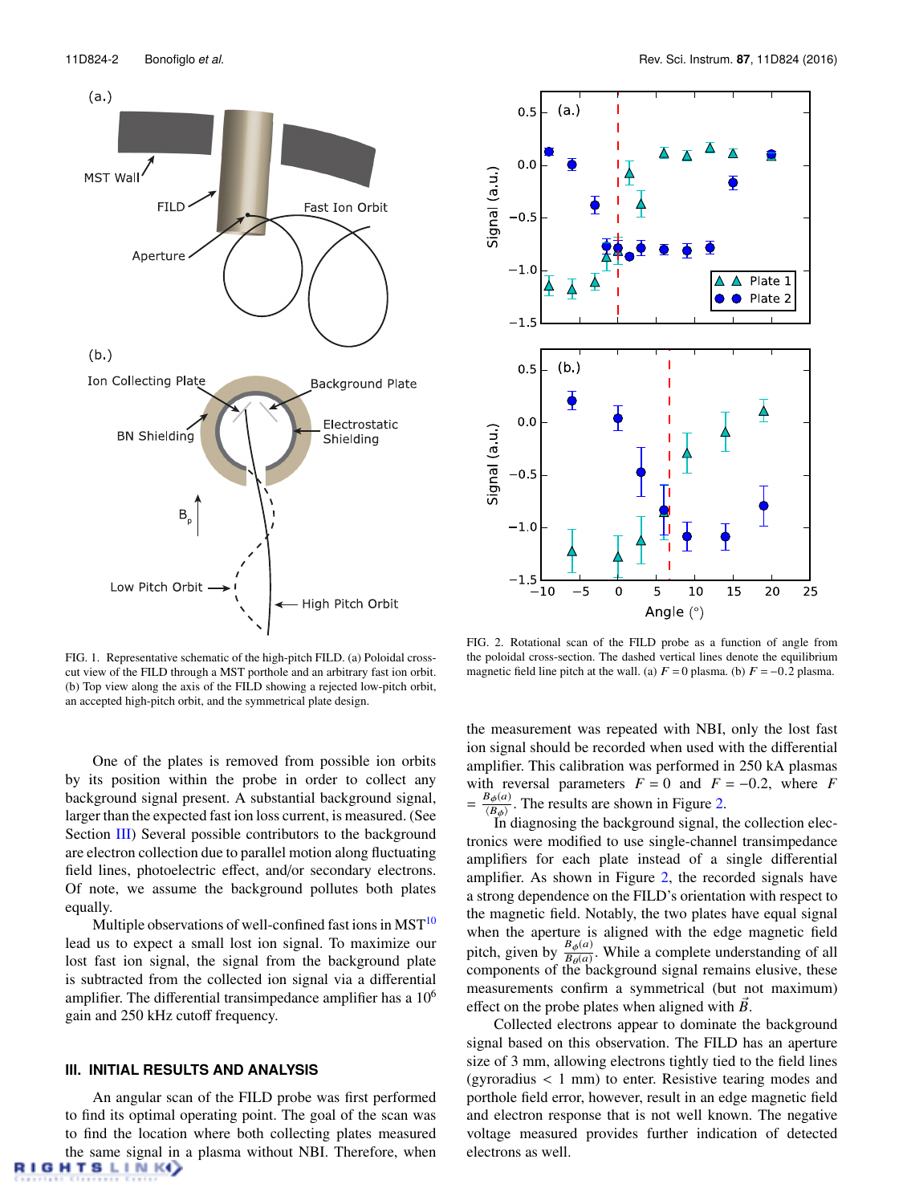FIG. 1. Representative schematic of the high-pitch FILD. (a) Poloidal cross-cut view of the FILD through a MST porthole and an arbitrary fast ion orbit. (b) Top view along the axis of the FILD showing a rejected low-pitch orbit, an accepted high-pitch orbit, and the symmetrical plate design.

FIG. 2. Rotational scan of the FILD probe as a function of angle from the poloidal cross-section. The dashed vertical lines denote the equilibrium magnetic field line pitch at the wall. (a) $F = 0$ plasma. (b) $F = -0.2$ plasma.

One of the plates is removed from possible ion orbits by its position within the probe in order to collect any background signal present. A substantial background signal, larger than the expected fast ion loss current, is measured. (See Section III) Several possible contributors to the background are electron collection due to parallel motion along fluctuating field lines, photoelectric effect, and/or secondary electrons. Of note, we assume the background pollutes both plates equally.

Multiple observations of well-confined fast ions in MST[10] lead us to expect a small lost ion signal. To maximize our lost fast ion signal, the signal from the background plate is subtracted from the collected ion signal via a differential amplifier. The differential transimpedance amplifier has a $10^6$ gain and 250 kHz cutoff frequency.

## III. INITIAL RESULTS AND ANALYSIS

An angular scan of the FILD probe was first performed to find its optimal operating point. The goal of the scan was to find the location where both collecting plates measured the same signal in a plasma without NBI. Therefore, when the measurement was repeated with NBI, only the lost fast ion signal should be recorded when used with the differential amplifier. This calibration was performed in 250 kA plasmas with reversal parameters $F = 0$ and $F = -0.2$, where $F = \frac{B_\phi(a)}{\langle B_\phi \rangle}$. The results are shown in Figure 2.

In diagnosing the background signal, the collection electronics were modified to use single-channel transimpedance amplifiers for each plate instead of a single differential amplifier. As shown in Figure 2, the recorded signals have a strong dependence on the FILD's orientation with respect to the magnetic field. Notably, the two plates have equal signal when the aperture is aligned with the edge magnetic field pitch, given by $\frac{B_\phi(a)}{B_\theta(a)}$. While a complete understanding of all components of the background signal remains elusive, these measurements confirm a symmetrical (but not maximum) effect on the probe plates when aligned with $\vec{B}$.

Collected electrons appear to dominate the background signal based on this observation. The FILD has an aperture size of 3 mm, allowing electrons tightly tied to the field lines (gyroradius < 1 mm) to enter. Resistive tearing modes and porthole field error, however, result in an edge magnetic field and electron response that is not well known. The negative voltage measured provides further indication of detected electrons as well.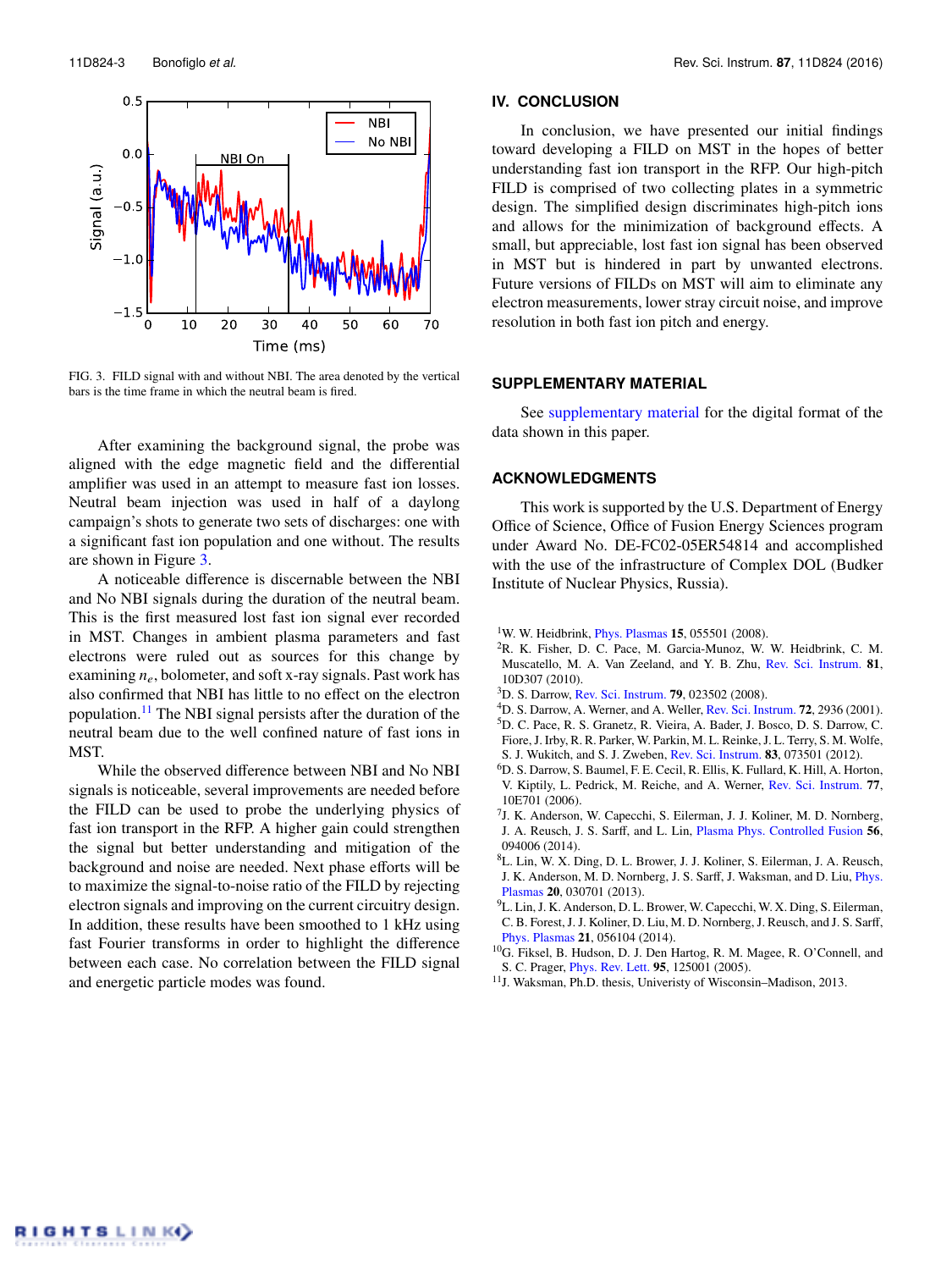0.5

0.0

−0.5

−1.0

−1.5

Signal (a.u.)

0 10 20 30 40 50 60 70

Time (ms)

NBI On

NBI

No NBI

FIG. 3. FILD signal with and without NBI. The area denoted by the vertical bars is the time frame in which the neutral beam is fired.

After examining the background signal, the probe was aligned with the edge magnetic field and the differential amplifier was used in an attempt to measure fast ion losses. Neutral beam injection was used in half of a daylong campaign's shots to generate two sets of discharges: one with a significant fast ion population and one without. The results are shown in Figure 3.

A noticeable difference is discernable between the NBI and No NBI signals during the duration of the neutral beam. This is the first measured lost fast ion signal ever recorded in MST. Changes in ambient plasma parameters and fast electrons were ruled out as sources for this change by examining $n_e$, bolometer, and soft x-ray signals. Past work has also confirmed that NBI has little to no effect on the electron population.[11] The NBI signal persists after the duration of the neutral beam due to the well confined nature of fast ions in MST.

While the observed difference between NBI and No NBI signals is noticeable, several improvements are needed before the FILD can be used to probe the underlying physics of fast ion transport in the RFP. A higher gain could strengthen the signal but better understanding and mitigation of the background and noise are needed. Next phase efforts will be to maximize the signal-to-noise ratio of the FILD by rejecting electron signals and improving on the current circuitry design. In addition, these results have been smoothed to 1 kHz using fast Fourier transforms in order to highlight the difference between each case. No correlation between the FILD signal and energetic particle modes was found.

## IV. CONCLUSION

In conclusion, we have presented our initial findings toward developing a FILD on MST in the hopes of better understanding fast ion transport in the RFP. Our high-pitch FILD is comprised of two collecting plates in a symmetric design. The simplified design discriminates high-pitch ions and allows for the minimization of background effects. A small, but appreciable, lost fast ion signal has been observed in MST but is hindered in part by unwanted electrons. Future versions of FILDs on MST will aim to eliminate any electron measurements, lower stray circuit noise, and improve resolution in both fast ion pitch and energy.

## SUPPLEMENTARY MATERIAL

See supplementary material for the digital format of the data shown in this paper.

## ACKNOWLEDGMENTS

This work is supported by the U.S. Department of Energy Office of Science, Office of Fusion Energy Sciences program under Award No. DE-FC02-05ER54814 and accomplished with the use of the infrastructure of Complex DOL (Budker Institute of Nuclear Physics, Russia).

[1] W. W. Heidbrink, Phys. Plasmas **15**, 055501 (2008).
[2] R. K. Fisher, D. C. Pace, M. Garcia-Munoz, W. W. Heidbrink, C. M. Muscatello, M. A. Van Zeeland, and Y. B. Zhu, Rev. Sci. Instrum. **81**, 10D307 (2010).
[3] D. S. Darrow, Rev. Sci. Instrum. **79**, 023502 (2008).
[4] D. S. Darrow, A. Werner, and A. Weller, Rev. Sci. Instrum. **72**, 2936 (2001).
[5] D. C. Pace, R. S. Granetz, R. Vieira, A. Bader, J. Bosco, D. S. Darrow, C. Fiore, J. Irby, R. R. Parker, W. Parkin, M. L. Reinke, J. L. Terry, S. M. Wolfe, S. J. Wukitch, and S. J. Zweben, Rev. Sci. Instrum. **83**, 073501 (2012).
[6] D. S. Darrow, S. Baumel, F. E. Cecil, R. Ellis, K. Fullard, K. Hill, A. Horton, V. Kiptily, L. Pedrick, M. Reiche, and A. Werner, Rev. Sci. Instrum. **77**, 10E701 (2006).
[7] J. K. Anderson, W. Capecchi, S. Eilerman, J. J. Koliner, M. D. Nornberg, J. A. Reusch, J. S. Sarff, and L. Lin, Plasma Phys. Controlled Fusion **56**, 094006 (2014).
[8] L. Lin, W. X. Ding, D. L. Brower, J. J. Koliner, S. Eilerman, J. A. Reusch, J. K. Anderson, M. D. Nornberg, J. S. Sarff, J. Waksman, and D. Liu, Phys. Plasmas **20**, 030701 (2013).
[9] L. Lin, J. K. Anderson, D. L. Brower, W. Capecchi, W. X. Ding, S. Eilerman, C. B. Forest, J. J. Koliner, D. Liu, M. D. Nornberg, J. Reusch, and J. S. Sarff, Phys. Plasmas **21**, 056104 (2014).
[10] G. Fiksel, B. Hudson, D. J. Den Hartog, R. M. Magee, R. O'Connell, and S. C. Prager, Phys. Rev. Lett. **95**, 125001 (2005).
[11] J. Waksman, Ph.D. thesis, Univeristy of Wisconsin–Madison, 2013.